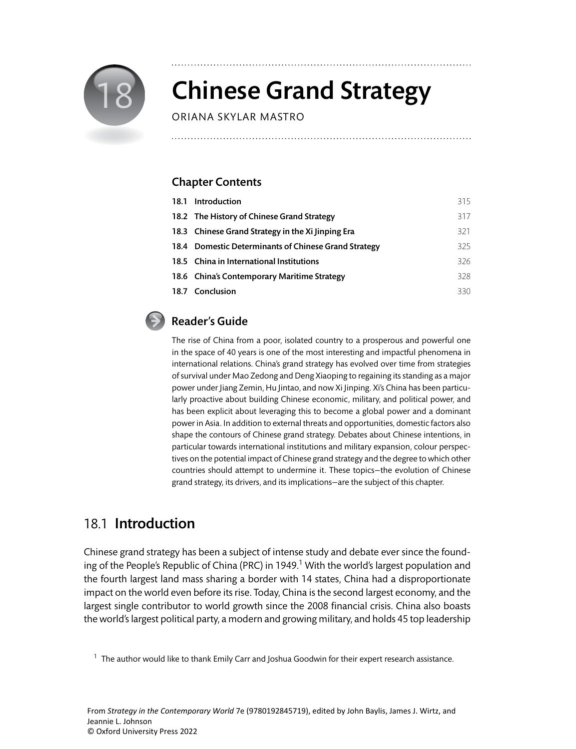# 18 Chinese Grand Strategy

ORIANA SKYLAR MASTRO

## Chapter Contents

| | | |
|---|---|---|
| 18.1 | Introduction | 315 |
| 18.2 | The History of Chinese Grand Strategy | 317 |
| 18.3 | Chinese Grand Strategy in the Xi Jinping Era | 321 |
| 18.4 | Domestic Determinants of Chinese Grand Strategy | 325 |
| 18.5 | China in International Institutions | 326 |
| 18.6 | China's Contemporary Maritime Strategy | 328 |
| 18.7 | Conclusion | 330 |

## Reader's Guide

The rise of China from a poor, isolated country to a prosperous and powerful one in the space of 40 years is one of the most interesting and impactful phenomena in international relations. China's grand strategy has evolved over time from strategies of survival under Mao Zedong and Deng Xiaoping to regaining its standing as a major power under Jiang Zemin, Hu Jintao, and now Xi Jinping. Xi's China has been particularly proactive about building Chinese economic, military, and political power, and has been explicit about leveraging this to become a global power and a dominant power in Asia. In addition to external threats and opportunities, domestic factors also shape the contours of Chinese grand strategy. Debates about Chinese intentions, in particular towards international institutions and military expansion, colour perspectives on the potential impact of Chinese grand strategy and the degree to which other countries should attempt to undermine it. These topics—the evolution of Chinese grand strategy, its drivers, and its implications—are the subject of this chapter.

## 18.1 Introduction

Chinese grand strategy has been a subject of intense study and debate ever since the founding of the People's Republic of China (PRC) in 1949.[1] With the world's largest population and the fourth largest land mass sharing a border with 14 states, China had a disproportionate impact on the world even before its rise. Today, China is the second largest economy, and the largest single contributor to world growth since the 2008 financial crisis. China also boasts the world's largest political party, a modern and growing military, and holds 45 top leadership

[1] The author would like to thank Emily Carr and Joshua Goodwin for their expert research assistance.

From *Strategy in the Contemporary World* 7e (9780192845719), edited by John Baylis, James J. Wirtz, and Jeannie L. Johnson
© Oxford University Press 2022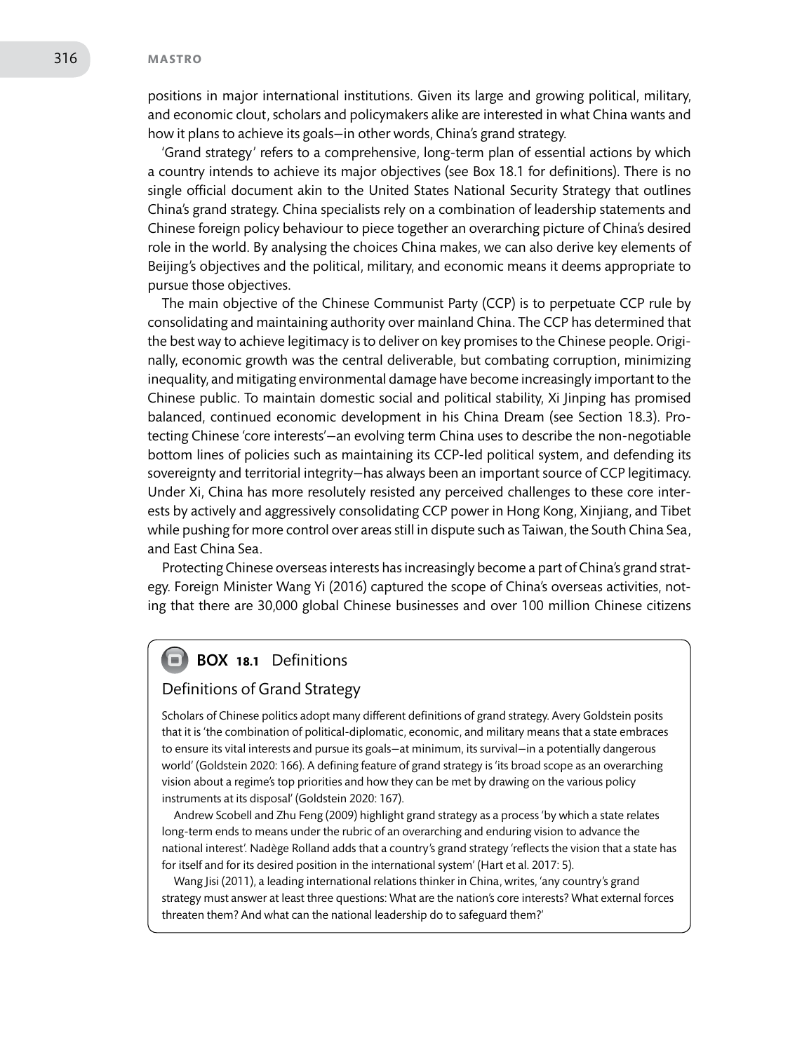positions in major international institutions. Given its large and growing political, military, and economic clout, scholars and policymakers alike are interested in what China wants and how it plans to achieve its goals—in other words, China's grand strategy.

'Grand strategy' refers to a comprehensive, long-term plan of essential actions by which a country intends to achieve its major objectives (see Box 18.1 for definitions). There is no single official document akin to the United States National Security Strategy that outlines China's grand strategy. China specialists rely on a combination of leadership statements and Chinese foreign policy behaviour to piece together an overarching picture of China's desired role in the world. By analysing the choices China makes, we can also derive key elements of Beijing's objectives and the political, military, and economic means it deems appropriate to pursue those objectives.

The main objective of the Chinese Communist Party (CCP) is to perpetuate CCP rule by consolidating and maintaining authority over mainland China. The CCP has determined that the best way to achieve legitimacy is to deliver on key promises to the Chinese people. Originally, economic growth was the central deliverable, but combating corruption, minimizing inequality, and mitigating environmental damage have become increasingly important to the Chinese public. To maintain domestic social and political stability, Xi Jinping has promised balanced, continued economic development in his China Dream (see Section 18.3). Protecting Chinese 'core interests'—an evolving term China uses to describe the non-negotiable bottom lines of policies such as maintaining its CCP-led political system, and defending its sovereignty and territorial integrity—has always been an important source of CCP legitimacy. Under Xi, China has more resolutely resisted any perceived challenges to these core interests by actively and aggressively consolidating CCP power in Hong Kong, Xinjiang, and Tibet while pushing for more control over areas still in dispute such as Taiwan, the South China Sea, and East China Sea.

Protecting Chinese overseas interests has increasingly become a part of China's grand strategy. Foreign Minister Wang Yi (2016) captured the scope of China's overseas activities, noting that there are 30,000 global Chinese businesses and over 100 million Chinese citizens

> **BOX 18.1** Definitions
>
> ### Definitions of Grand Strategy
>
> Scholars of Chinese politics adopt many different definitions of grand strategy. Avery Goldstein posits that it is 'the combination of political-diplomatic, economic, and military means that a state embraces to ensure its vital interests and pursue its goals—at minimum, its survival—in a potentially dangerous world' (Goldstein 2020: 166). A defining feature of grand strategy is 'its broad scope as an overarching vision about a regime's top priorities and how they can be met by drawing on the various policy instruments at its disposal' (Goldstein 2020: 167).
>
> Andrew Scobell and Zhu Feng (2009) highlight grand strategy as a process 'by which a state relates long-term ends to means under the rubric of an overarching and enduring vision to advance the national interest'. Nadège Rolland adds that a country's grand strategy 'reflects the vision that a state has for itself and for its desired position in the international system' (Hart et al. 2017: 5).
>
> Wang Jisi (2011), a leading international relations thinker in China, writes, 'any country's grand strategy must answer at least three questions: What are the nation's core interests? What external forces threaten them? And what can the national leadership do to safeguard them?'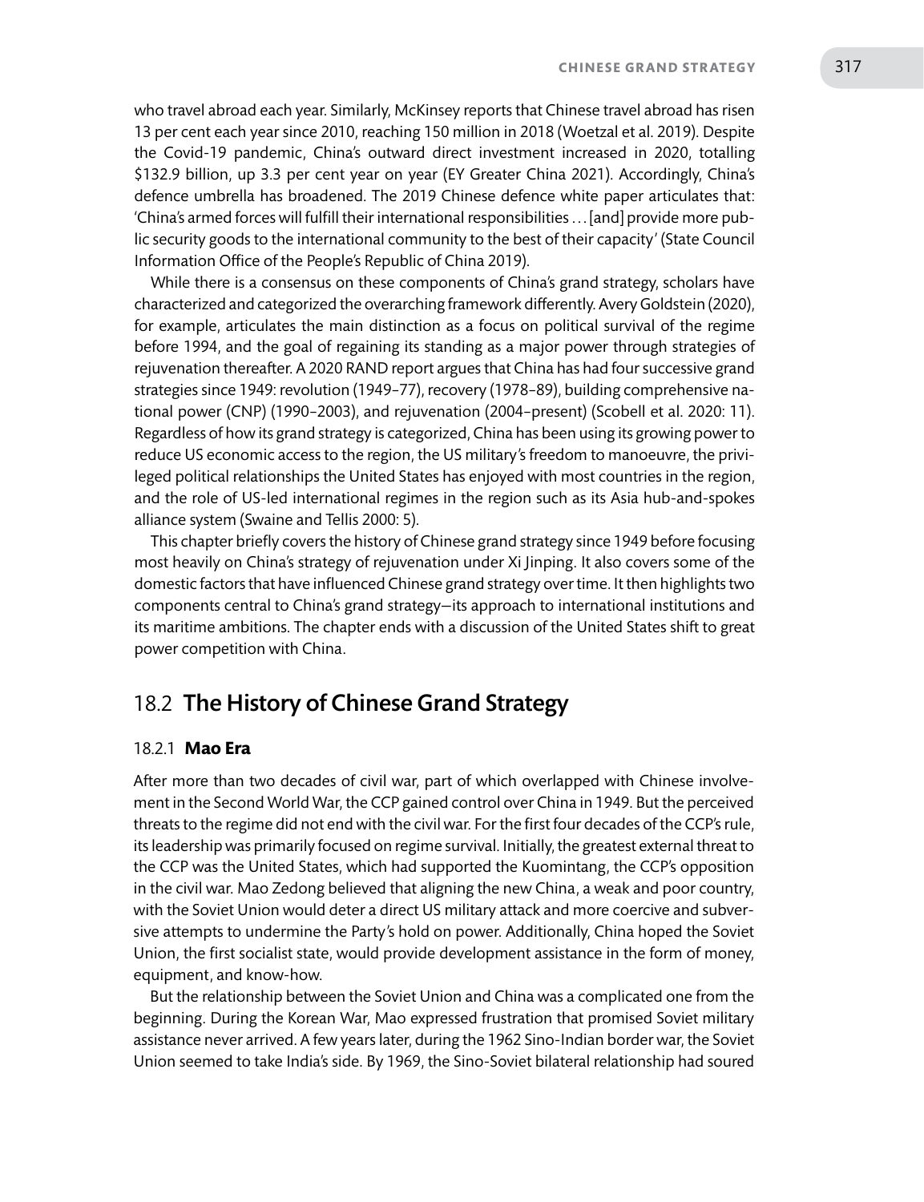who travel abroad each year. Similarly, McKinsey reports that Chinese travel abroad has risen 13 per cent each year since 2010, reaching 150 million in 2018 (Woetzal et al. 2019). Despite the Covid-19 pandemic, China's outward direct investment increased in 2020, totalling $132.9 billion, up 3.3 per cent year on year (EY Greater China 2021). Accordingly, China's defence umbrella has broadened. The 2019 Chinese defence white paper articulates that: 'China's armed forces will fulfill their international responsibilities ... [and] provide more public security goods to the international community to the best of their capacity' (State Council Information Office of the People's Republic of China 2019).

While there is a consensus on these components of China's grand strategy, scholars have characterized and categorized the overarching framework differently. Avery Goldstein (2020), for example, articulates the main distinction as a focus on political survival of the regime before 1994, and the goal of regaining its standing as a major power through strategies of rejuvenation thereafter. A 2020 RAND report argues that China has had four successive grand strategies since 1949: revolution (1949–77), recovery (1978–89), building comprehensive national power (CNP) (1990–2003), and rejuvenation (2004–present) (Scobell et al. 2020: 11). Regardless of how its grand strategy is categorized, China has been using its growing power to reduce US economic access to the region, the US military's freedom to manoeuvre, the privileged political relationships the United States has enjoyed with most countries in the region, and the role of US-led international regimes in the region such as its Asia hub-and-spokes alliance system (Swaine and Tellis 2000: 5).

This chapter briefly covers the history of Chinese grand strategy since 1949 before focusing most heavily on China's strategy of rejuvenation under Xi Jinping. It also covers some of the domestic factors that have influenced Chinese grand strategy over time. It then highlights two components central to China's grand strategy—its approach to international institutions and its maritime ambitions. The chapter ends with a discussion of the United States shift to great power competition with China.

## 18.2 The History of Chinese Grand Strategy

### 18.2.1 Mao Era

After more than two decades of civil war, part of which overlapped with Chinese involvement in the Second World War, the CCP gained control over China in 1949. But the perceived threats to the regime did not end with the civil war. For the first four decades of the CCP's rule, its leadership was primarily focused on regime survival. Initially, the greatest external threat to the CCP was the United States, which had supported the Kuomintang, the CCP's opposition in the civil war. Mao Zedong believed that aligning the new China, a weak and poor country, with the Soviet Union would deter a direct US military attack and more coercive and subversive attempts to undermine the Party's hold on power. Additionally, China hoped the Soviet Union, the first socialist state, would provide development assistance in the form of money, equipment, and know-how.

But the relationship between the Soviet Union and China was a complicated one from the beginning. During the Korean War, Mao expressed frustration that promised Soviet military assistance never arrived. A few years later, during the 1962 Sino-Indian border war, the Soviet Union seemed to take India's side. By 1969, the Sino-Soviet bilateral relationship had soured